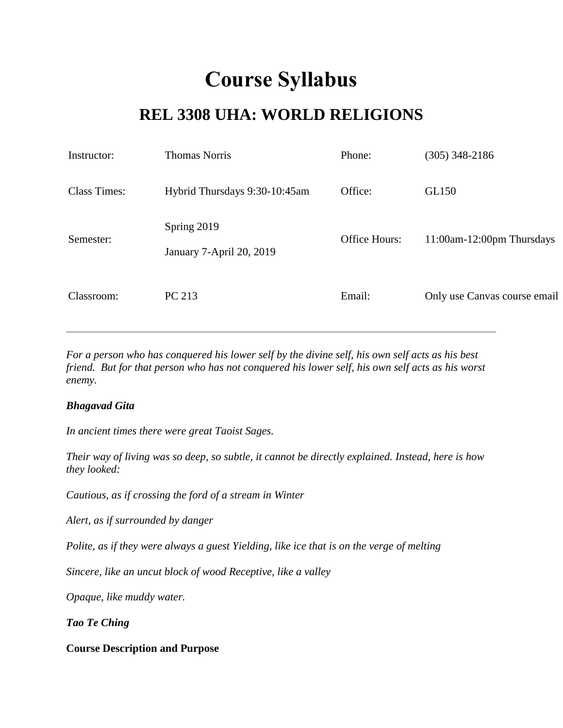# Course Syllabus

## REL 3308 UHA: WORLD RELIGIONS

| | | | |
|---|---|---|---|
| Instructor: | Thomas Norris | Phone: | (305) 348-2186 |
| Class Times: | Hybrid Thursdays 9:30-10:45am | Office: | GL150 |
| Semester: | Spring 2019<br>January 7-April 20, 2019 | Office Hours: | 11:00am-12:00pm Thursdays |
| Classroom: | PC 213 | Email: | Only use Canvas course email |

---

*For a person who has conquered his lower self by the divine self, his own self acts as his best friend. But for that person who has not conquered his lower self, his own self acts as his worst enemy.*

***Bhagavad Gita***

*In ancient times there were great Taoist Sages.*

*Their way of living was so deep, so subtle, it cannot be directly explained. Instead, here is how they looked:*

*Cautious, as if crossing the ford of a stream in Winter*

*Alert, as if surrounded by danger*

*Polite, as if they were always a guest Yielding, like ice that is on the verge of melting*

*Sincere, like an uncut block of wood Receptive, like a valley*

*Opaque, like muddy water.*

***Tao Te Ching***

**Course Description and Purpose**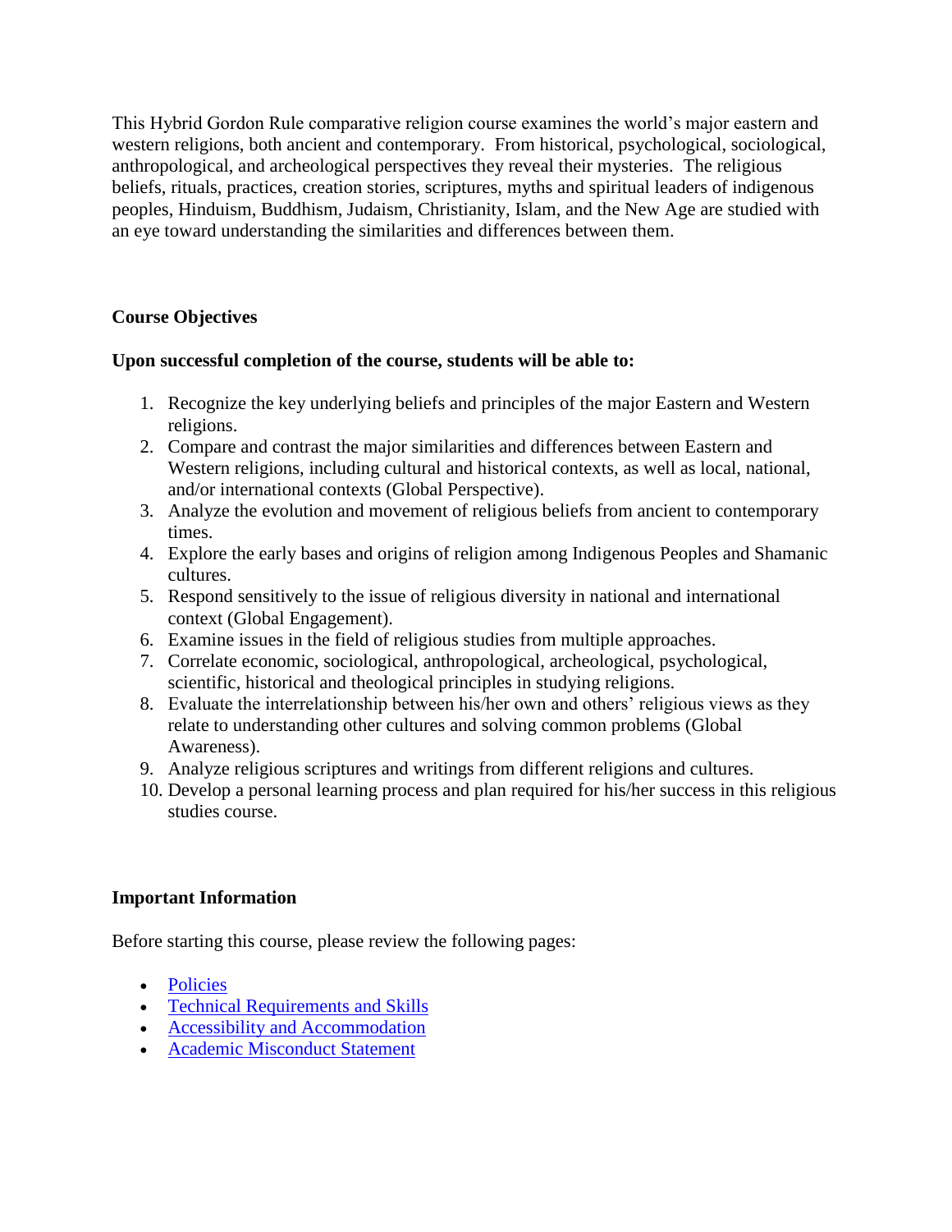This Hybrid Gordon Rule comparative religion course examines the world's major eastern and western religions, both ancient and contemporary. From historical, psychological, sociological, anthropological, and archeological perspectives they reveal their mysteries. The religious beliefs, rituals, practices, creation stories, scriptures, myths and spiritual leaders of indigenous peoples, Hinduism, Buddhism, Judaism, Christianity, Islam, and the New Age are studied with an eye toward understanding the similarities and differences between them.

### Course Objectives

**Upon successful completion of the course, students will be able to:**

1. Recognize the key underlying beliefs and principles of the major Eastern and Western religions.
2. Compare and contrast the major similarities and differences between Eastern and Western religions, including cultural and historical contexts, as well as local, national, and/or international contexts (Global Perspective).
3. Analyze the evolution and movement of religious beliefs from ancient to contemporary times.
4. Explore the early bases and origins of religion among Indigenous Peoples and Shamanic cultures.
5. Respond sensitively to the issue of religious diversity in national and international context (Global Engagement).
6. Examine issues in the field of religious studies from multiple approaches.
7. Correlate economic, sociological, anthropological, archeological, psychological, scientific, historical and theological principles in studying religions.
8. Evaluate the interrelationship between his/her own and others' religious views as they relate to understanding other cultures and solving common problems (Global Awareness).
9. Analyze religious scriptures and writings from different religions and cultures.
10. Develop a personal learning process and plan required for his/her success in this religious studies course.

### Important Information

Before starting this course, please review the following pages:

- Policies
- Technical Requirements and Skills
- Accessibility and Accommodation
- Academic Misconduct Statement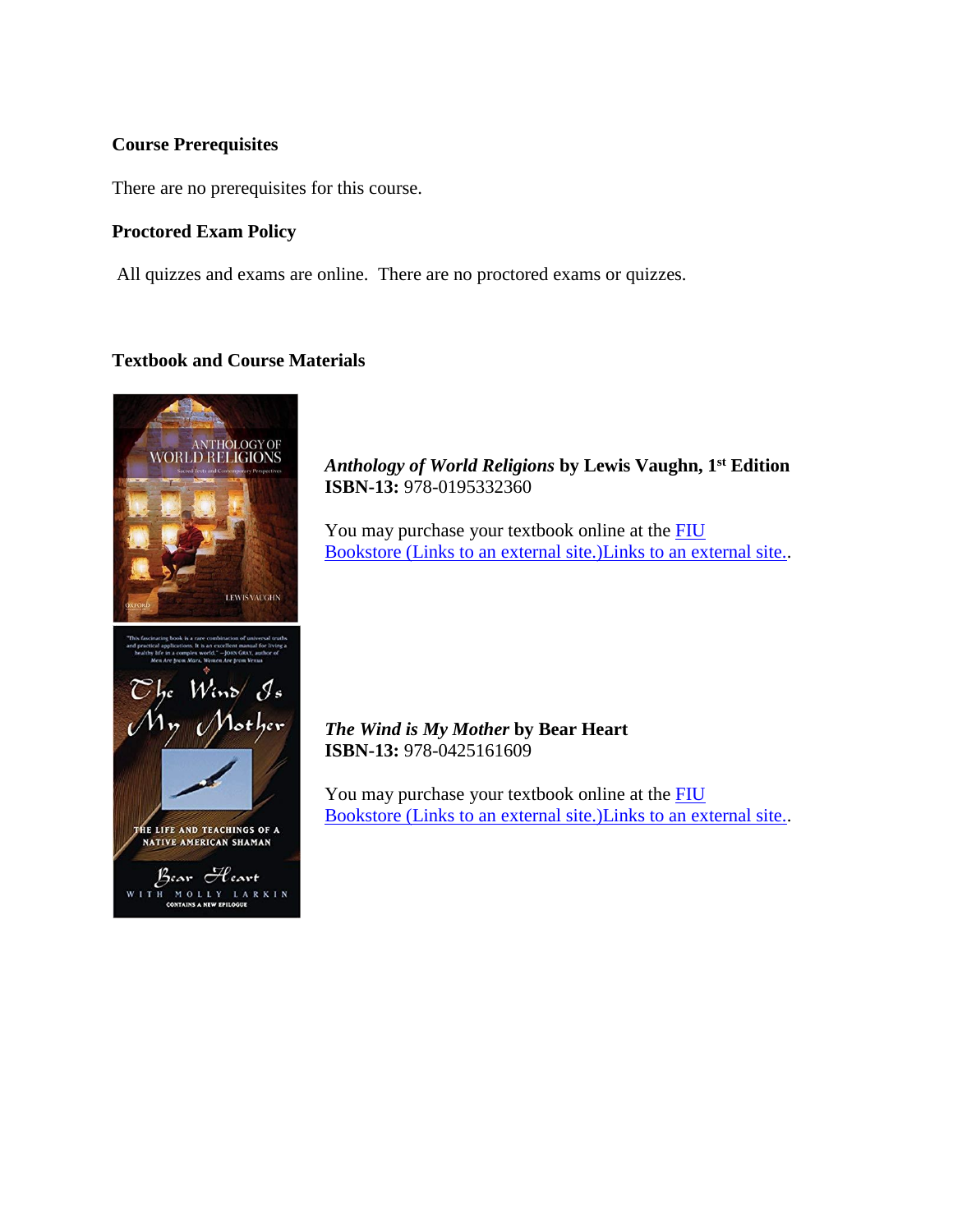**Course Prerequisites**

There are no prerequisites for this course.

**Proctored Exam Policy**

All quizzes and exams are online. There are no proctored exams or quizzes.

**Textbook and Course Materials**

***Anthology of World Religions*** **by Lewis Vaughn, 1st Edition**
**ISBN-13:** 978-0195332360

You may purchase your textbook online at the FIU Bookstore (Links to an external site.)Links to an external site..

***The Wind is My Mother*** **by Bear Heart**
**ISBN-13:** 978-0425161609

You may purchase your textbook online at the FIU Bookstore (Links to an external site.)Links to an external site..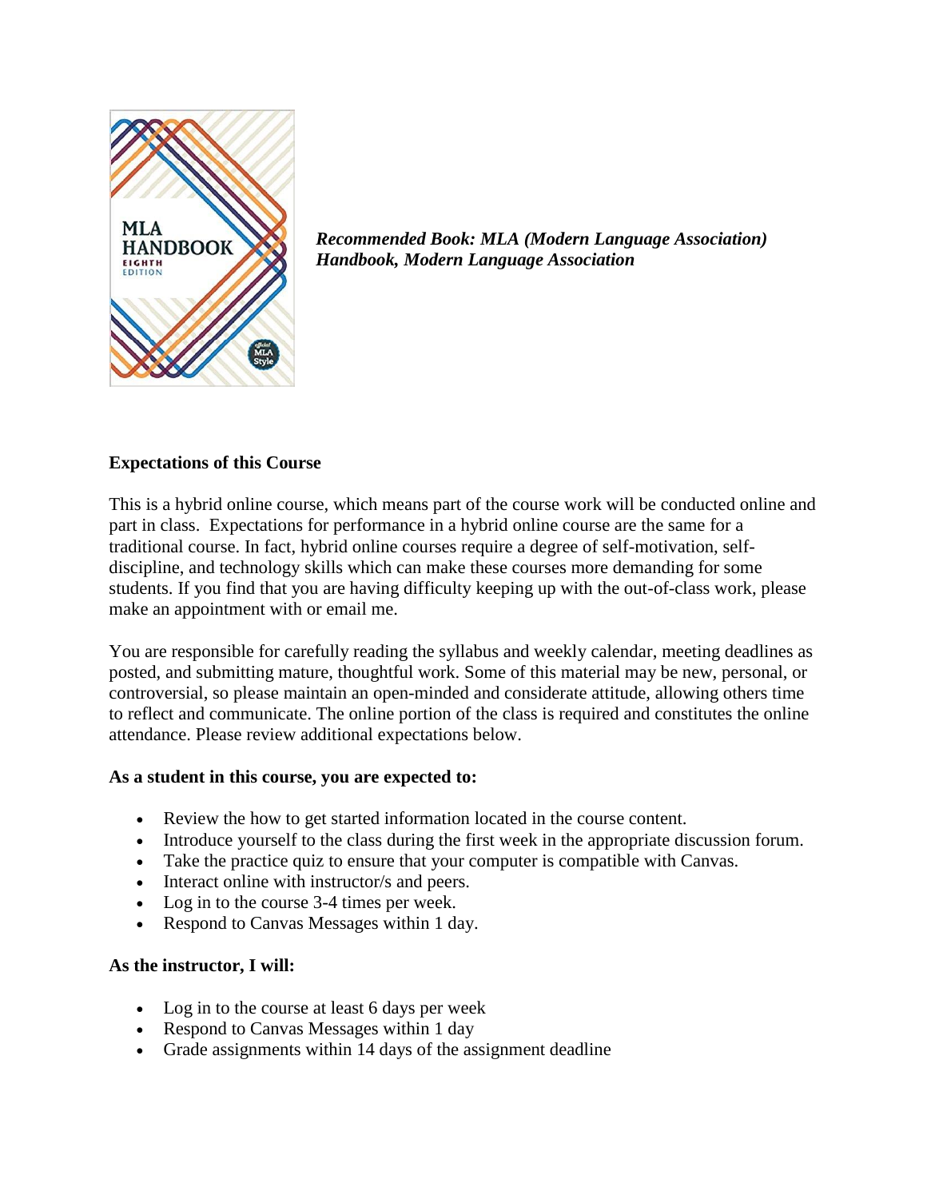***Recommended Book: MLA (Modern Language Association) Handbook, Modern Language Association***

**Expectations of this Course**

This is a hybrid online course, which means part of the course work will be conducted online and part in class. Expectations for performance in a hybrid online course are the same for a traditional course. In fact, hybrid online courses require a degree of self-motivation, self-discipline, and technology skills which can make these courses more demanding for some students. If you find that you are having difficulty keeping up with the out-of-class work, please make an appointment with or email me.

You are responsible for carefully reading the syllabus and weekly calendar, meeting deadlines as posted, and submitting mature, thoughtful work. Some of this material may be new, personal, or controversial, so please maintain an open-minded and considerate attitude, allowing others time to reflect and communicate. The online portion of the class is required and constitutes the online attendance. Please review additional expectations below.

**As a student in this course, you are expected to:**

- Review the how to get started information located in the course content.
- Introduce yourself to the class during the first week in the appropriate discussion forum.
- Take the practice quiz to ensure that your computer is compatible with Canvas.
- Interact online with instructor/s and peers.
- Log in to the course 3-4 times per week.
- Respond to Canvas Messages within 1 day.

**As the instructor, I will:**

- Log in to the course at least 6 days per week
- Respond to Canvas Messages within 1 day
- Grade assignments within 14 days of the assignment deadline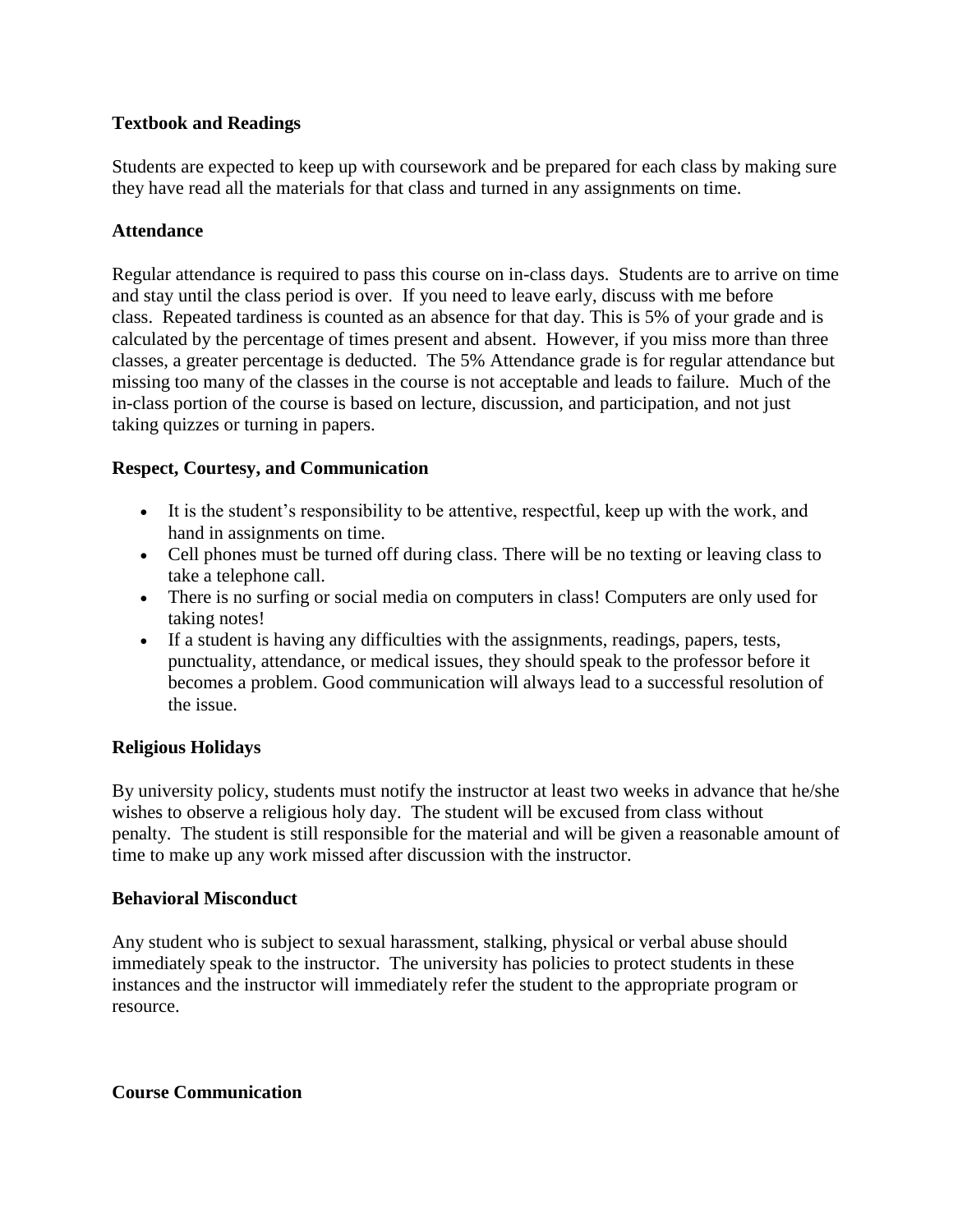### Textbook and Readings

Students are expected to keep up with coursework and be prepared for each class by making sure they have read all the materials for that class and turned in any assignments on time.

### Attendance

Regular attendance is required to pass this course on in-class days. Students are to arrive on time and stay until the class period is over. If you need to leave early, discuss with me before class. Repeated tardiness is counted as an absence for that day. This is 5% of your grade and is calculated by the percentage of times present and absent. However, if you miss more than three classes, a greater percentage is deducted. The 5% Attendance grade is for regular attendance but missing too many of the classes in the course is not acceptable and leads to failure. Much of the in-class portion of the course is based on lecture, discussion, and participation, and not just taking quizzes or turning in papers.

### Respect, Courtesy, and Communication

- It is the student's responsibility to be attentive, respectful, keep up with the work, and hand in assignments on time.
- Cell phones must be turned off during class. There will be no texting or leaving class to take a telephone call.
- There is no surfing or social media on computers in class! Computers are only used for taking notes!
- If a student is having any difficulties with the assignments, readings, papers, tests, punctuality, attendance, or medical issues, they should speak to the professor before it becomes a problem. Good communication will always lead to a successful resolution of the issue.

### Religious Holidays

By university policy, students must notify the instructor at least two weeks in advance that he/she wishes to observe a religious holy day. The student will be excused from class without penalty. The student is still responsible for the material and will be given a reasonable amount of time to make up any work missed after discussion with the instructor.

### Behavioral Misconduct

Any student who is subject to sexual harassment, stalking, physical or verbal abuse should immediately speak to the instructor. The university has policies to protect students in these instances and the instructor will immediately refer the student to the appropriate program or resource.

### Course Communication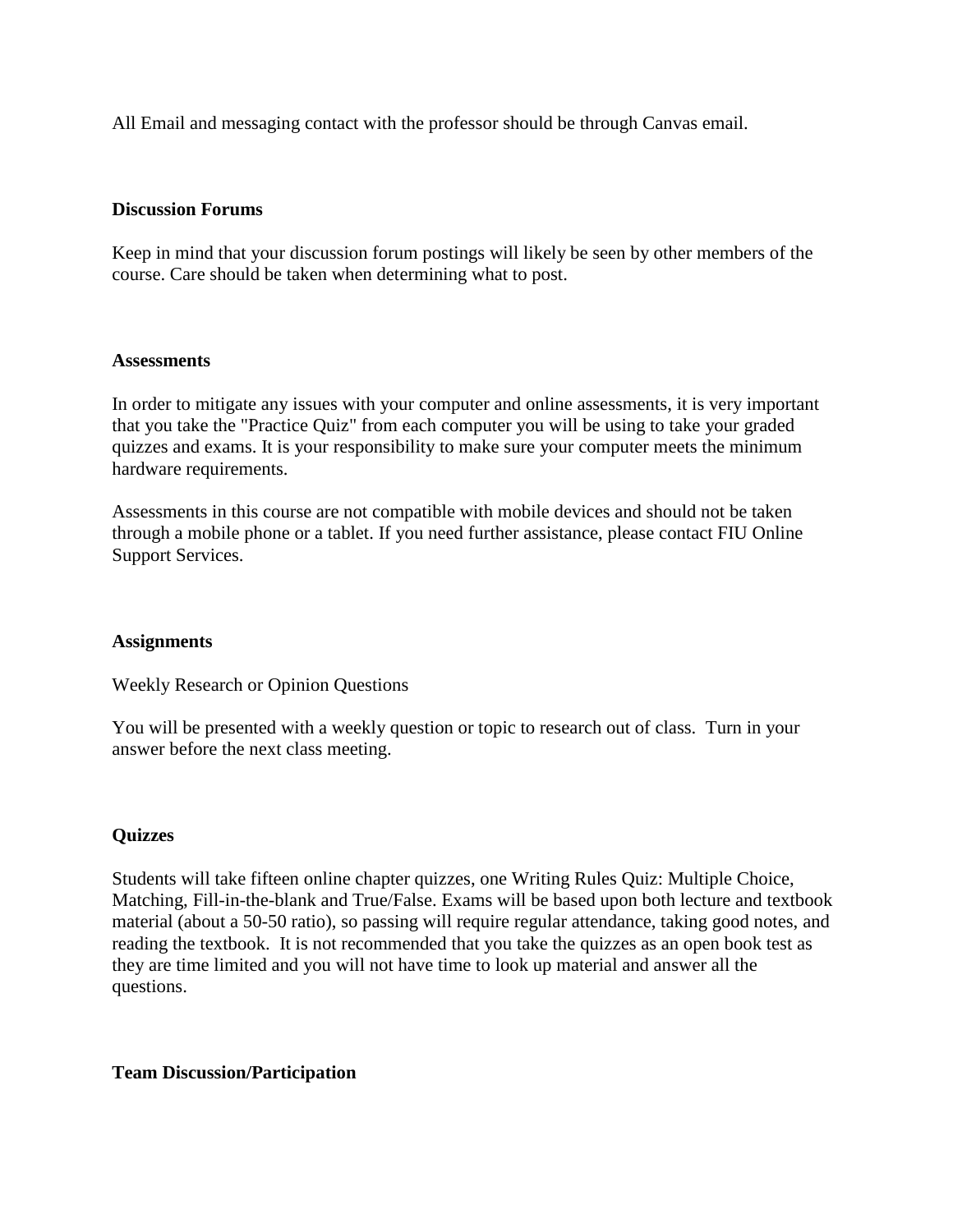All Email and messaging contact with the professor should be through Canvas email.

**Discussion Forums**

Keep in mind that your discussion forum postings will likely be seen by other members of the course. Care should be taken when determining what to post.

**Assessments**

In order to mitigate any issues with your computer and online assessments, it is very important that you take the "Practice Quiz" from each computer you will be using to take your graded quizzes and exams. It is your responsibility to make sure your computer meets the minimum hardware requirements.

Assessments in this course are not compatible with mobile devices and should not be taken through a mobile phone or a tablet. If you need further assistance, please contact FIU Online Support Services.

**Assignments**

Weekly Research or Opinion Questions

You will be presented with a weekly question or topic to research out of class. Turn in your answer before the next class meeting.

**Quizzes**

Students will take fifteen online chapter quizzes, one Writing Rules Quiz: Multiple Choice, Matching, Fill-in-the-blank and True/False. Exams will be based upon both lecture and textbook material (about a 50-50 ratio), so passing will require regular attendance, taking good notes, and reading the textbook. It is not recommended that you take the quizzes as an open book test as they are time limited and you will not have time to look up material and answer all the questions.

**Team Discussion/Participation**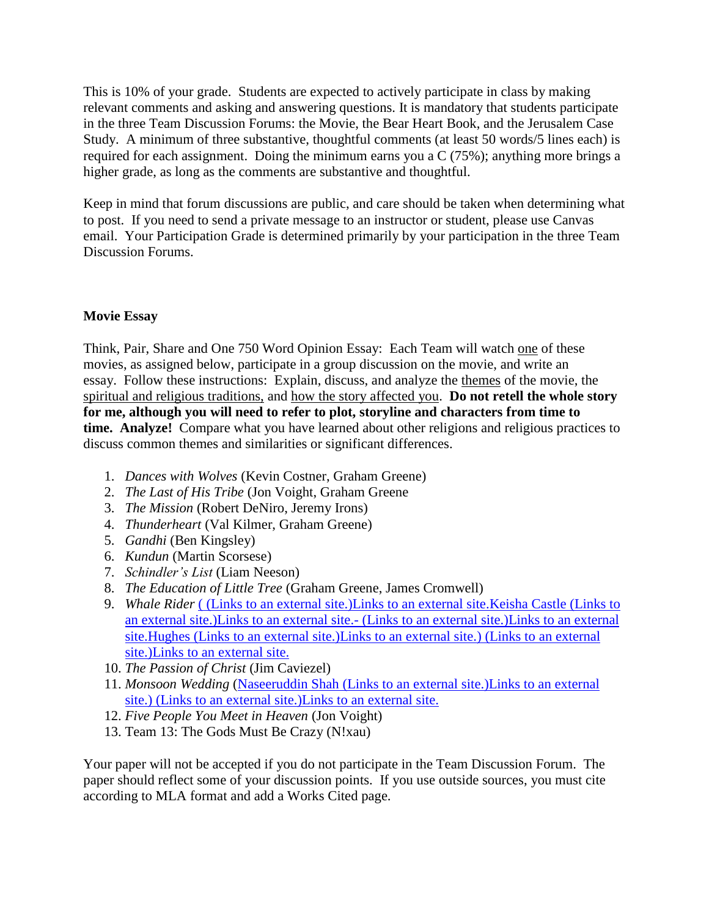This is 10% of your grade. Students are expected to actively participate in class by making relevant comments and asking and answering questions. It is mandatory that students participate in the three Team Discussion Forums: the Movie, the Bear Heart Book, and the Jerusalem Case Study. A minimum of three substantive, thoughtful comments (at least 50 words/5 lines each) is required for each assignment. Doing the minimum earns you a C (75%); anything more brings a higher grade, as long as the comments are substantive and thoughtful.

Keep in mind that forum discussions are public, and care should be taken when determining what to post. If you need to send a private message to an instructor or student, please use Canvas email. Your Participation Grade is determined primarily by your participation in the three Team Discussion Forums.

**Movie Essay**

Think, Pair, Share and One 750 Word Opinion Essay: Each Team will watch one of these movies, as assigned below, participate in a group discussion on the movie, and write an essay. Follow these instructions: Explain, discuss, and analyze the themes of the movie, the spiritual and religious traditions, and how the story affected you. **Do not retell the whole story for me, although you will need to refer to plot, storyline and characters from time to time. Analyze!** Compare what you have learned about other religions and religious practices to discuss common themes and similarities or significant differences.

1. *Dances with Wolves* (Kevin Costner, Graham Greene)
2. *The Last of His Tribe* (Jon Voight, Graham Greene
3. *The Mission* (Robert DeNiro, Jeremy Irons)
4. *Thunderheart* (Val Kilmer, Graham Greene)
5. *Gandhi* (Ben Kingsley)
6. *Kundun* (Martin Scorsese)
7. *Schindler's List* (Liam Neeson)
8. *The Education of Little Tree* (Graham Greene, James Cromwell)
9. *Whale Rider* ( (Links to an external site.)Links to an external site.Keisha Castle (Links to an external site.)Links to an external site.- (Links to an external site.)Links to an external site.Hughes (Links to an external site.)Links to an external site.) (Links to an external site.)Links to an external site.
10. *The Passion of Christ* (Jim Caviezel)
11. *Monsoon Wedding* (Naseeruddin Shah (Links to an external site.)Links to an external site.) (Links to an external site.)Links to an external site.
12. *Five People You Meet in Heaven* (Jon Voight)
13. Team 13: The Gods Must Be Crazy (N!xau)

Your paper will not be accepted if you do not participate in the Team Discussion Forum. The paper should reflect some of your discussion points. If you use outside sources, you must cite according to MLA format and add a Works Cited page.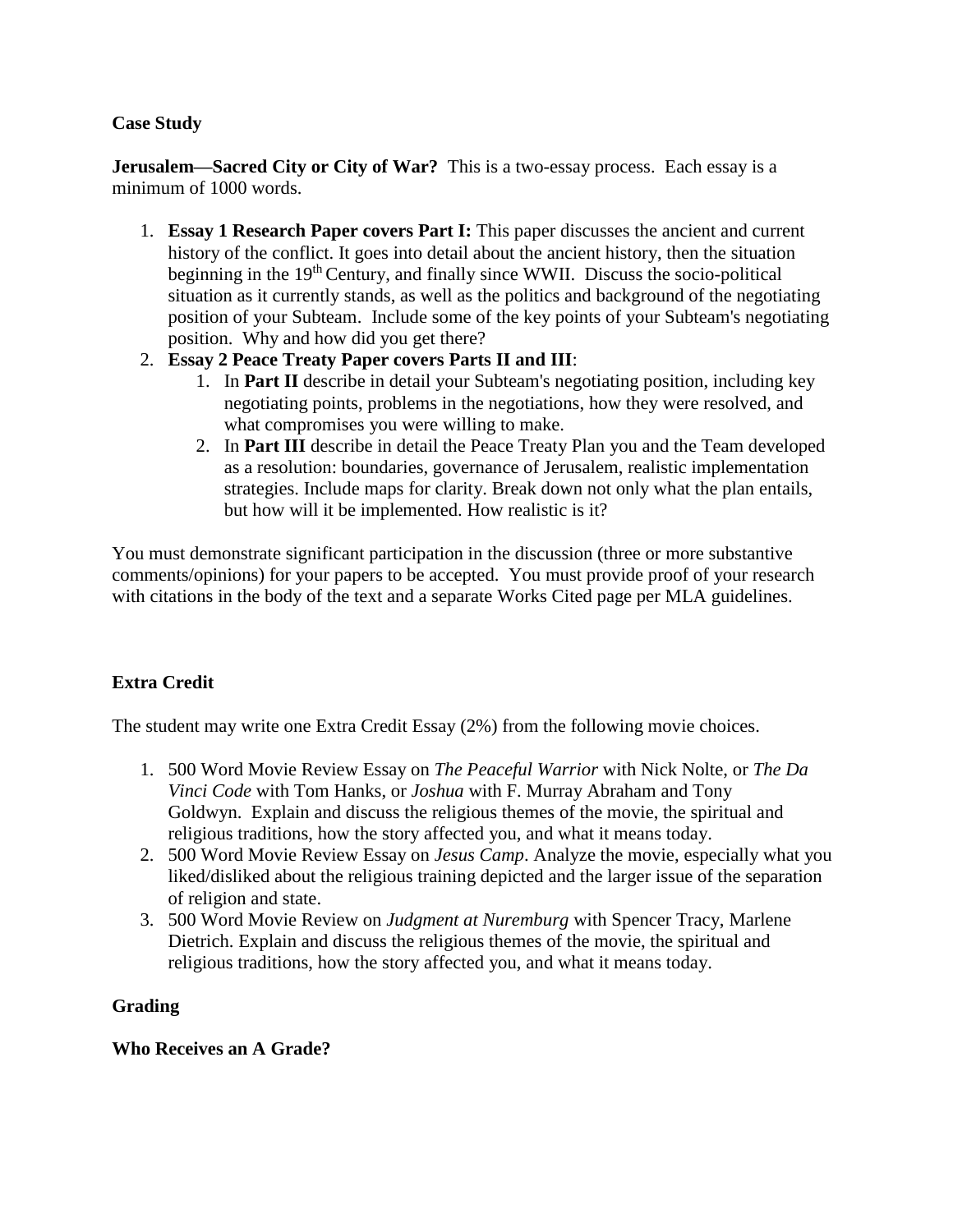**Case Study**

**Jerusalem—Sacred City or City of War?** This is a two-essay process. Each essay is a minimum of 1000 words.

1. **Essay 1 Research Paper covers Part I:** This paper discusses the ancient and current history of the conflict. It goes into detail about the ancient history, then the situation beginning in the 19th Century, and finally since WWII. Discuss the socio-political situation as it currently stands, as well as the politics and background of the negotiating position of your Subteam. Include some of the key points of your Subteam's negotiating position. Why and how did you get there?
2. **Essay 2 Peace Treaty Paper covers Parts II and III**:
   1. In **Part II** describe in detail your Subteam's negotiating position, including key negotiating points, problems in the negotiations, how they were resolved, and what compromises you were willing to make.
   2. In **Part III** describe in detail the Peace Treaty Plan you and the Team developed as a resolution: boundaries, governance of Jerusalem, realistic implementation strategies. Include maps for clarity. Break down not only what the plan entails, but how will it be implemented. How realistic is it?

You must demonstrate significant participation in the discussion (three or more substantive comments/opinions) for your papers to be accepted. You must provide proof of your research with citations in the body of the text and a separate Works Cited page per MLA guidelines.

**Extra Credit**

The student may write one Extra Credit Essay (2%) from the following movie choices.

1. 500 Word Movie Review Essay on *The Peaceful Warrior* with Nick Nolte, or *The Da Vinci Code* with Tom Hanks, or *Joshua* with F. Murray Abraham and Tony Goldwyn. Explain and discuss the religious themes of the movie, the spiritual and religious traditions, how the story affected you, and what it means today.
2. 500 Word Movie Review Essay on *Jesus Camp*. Analyze the movie, especially what you liked/disliked about the religious training depicted and the larger issue of the separation of religion and state.
3. 500 Word Movie Review on *Judgment at Nuremburg* with Spencer Tracy, Marlene Dietrich. Explain and discuss the religious themes of the movie, the spiritual and religious traditions, how the story affected you, and what it means today.

**Grading**

**Who Receives an A Grade?**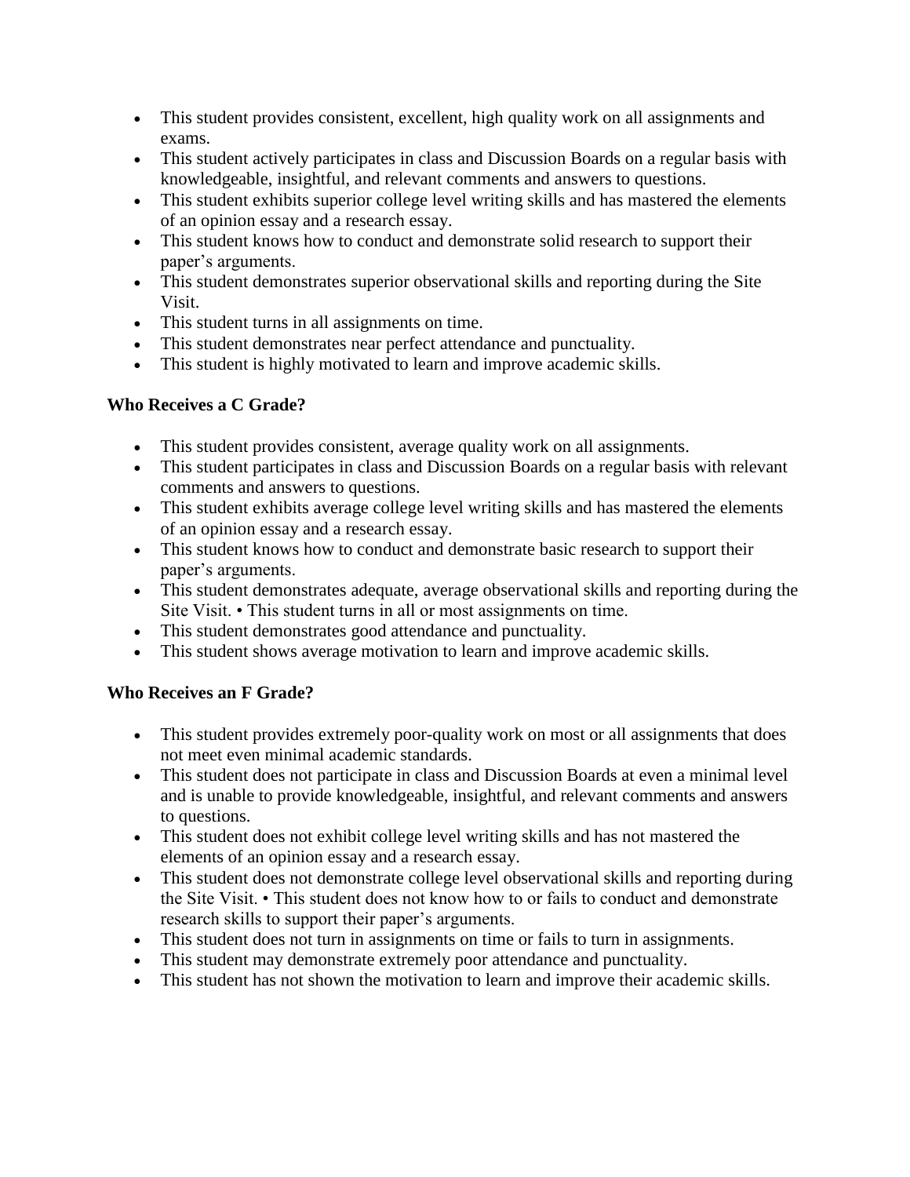- This student provides consistent, excellent, high quality work on all assignments and exams.
- This student actively participates in class and Discussion Boards on a regular basis with knowledgeable, insightful, and relevant comments and answers to questions.
- This student exhibits superior college level writing skills and has mastered the elements of an opinion essay and a research essay.
- This student knows how to conduct and demonstrate solid research to support their paper's arguments.
- This student demonstrates superior observational skills and reporting during the Site Visit.
- This student turns in all assignments on time.
- This student demonstrates near perfect attendance and punctuality.
- This student is highly motivated to learn and improve academic skills.

**Who Receives a C Grade?**

- This student provides consistent, average quality work on all assignments.
- This student participates in class and Discussion Boards on a regular basis with relevant comments and answers to questions.
- This student exhibits average college level writing skills and has mastered the elements of an opinion essay and a research essay.
- This student knows how to conduct and demonstrate basic research to support their paper's arguments.
- This student demonstrates adequate, average observational skills and reporting during the Site Visit. • This student turns in all or most assignments on time.
- This student demonstrates good attendance and punctuality.
- This student shows average motivation to learn and improve academic skills.

**Who Receives an F Grade?**

- This student provides extremely poor-quality work on most or all assignments that does not meet even minimal academic standards.
- This student does not participate in class and Discussion Boards at even a minimal level and is unable to provide knowledgeable, insightful, and relevant comments and answers to questions.
- This student does not exhibit college level writing skills and has not mastered the elements of an opinion essay and a research essay.
- This student does not demonstrate college level observational skills and reporting during the Site Visit. • This student does not know how to or fails to conduct and demonstrate research skills to support their paper's arguments.
- This student does not turn in assignments on time or fails to turn in assignments.
- This student may demonstrate extremely poor attendance and punctuality.
- This student has not shown the motivation to learn and improve their academic skills.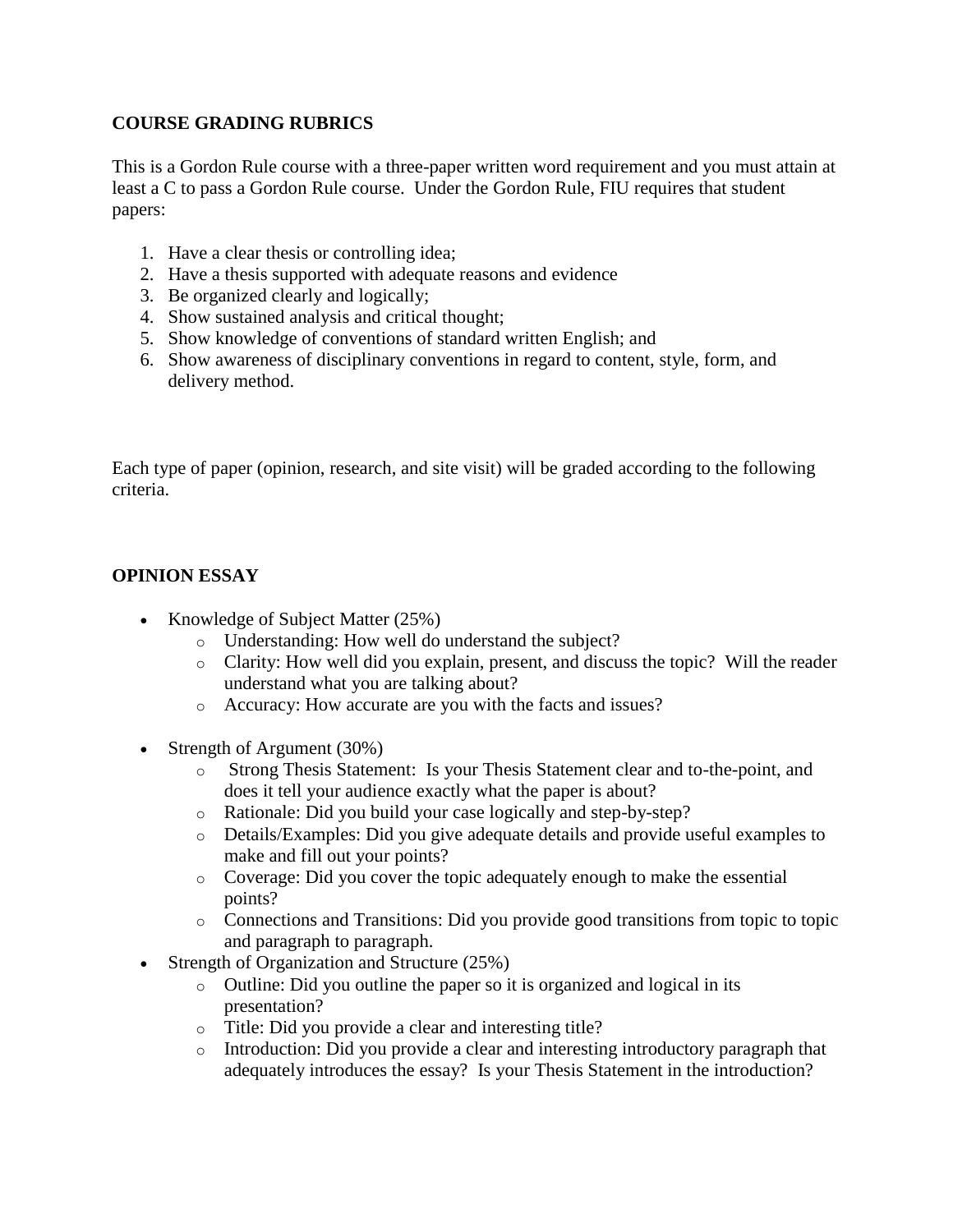## COURSE GRADING RUBRICS

This is a Gordon Rule course with a three-paper written word requirement and you must attain at least a C to pass a Gordon Rule course. Under the Gordon Rule, FIU requires that student papers:

1. Have a clear thesis or controlling idea;
2. Have a thesis supported with adequate reasons and evidence
3. Be organized clearly and logically;
4. Show sustained analysis and critical thought;
5. Show knowledge of conventions of standard written English; and
6. Show awareness of disciplinary conventions in regard to content, style, form, and delivery method.

Each type of paper (opinion, research, and site visit) will be graded according to the following criteria.

## OPINION ESSAY

- Knowledge of Subject Matter (25%)
  - Understanding: How well do understand the subject?
  - Clarity: How well did you explain, present, and discuss the topic? Will the reader understand what you are talking about?
  - Accuracy: How accurate are you with the facts and issues?

- Strength of Argument (30%)
  - Strong Thesis Statement: Is your Thesis Statement clear and to-the-point, and does it tell your audience exactly what the paper is about?
  - Rationale: Did you build your case logically and step-by-step?
  - Details/Examples: Did you give adequate details and provide useful examples to make and fill out your points?
  - Coverage: Did you cover the topic adequately enough to make the essential points?
  - Connections and Transitions: Did you provide good transitions from topic to topic and paragraph to paragraph.
- Strength of Organization and Structure (25%)
  - Outline: Did you outline the paper so it is organized and logical in its presentation?
  - Title: Did you provide a clear and interesting title?
  - Introduction: Did you provide a clear and interesting introductory paragraph that adequately introduces the essay? Is your Thesis Statement in the introduction?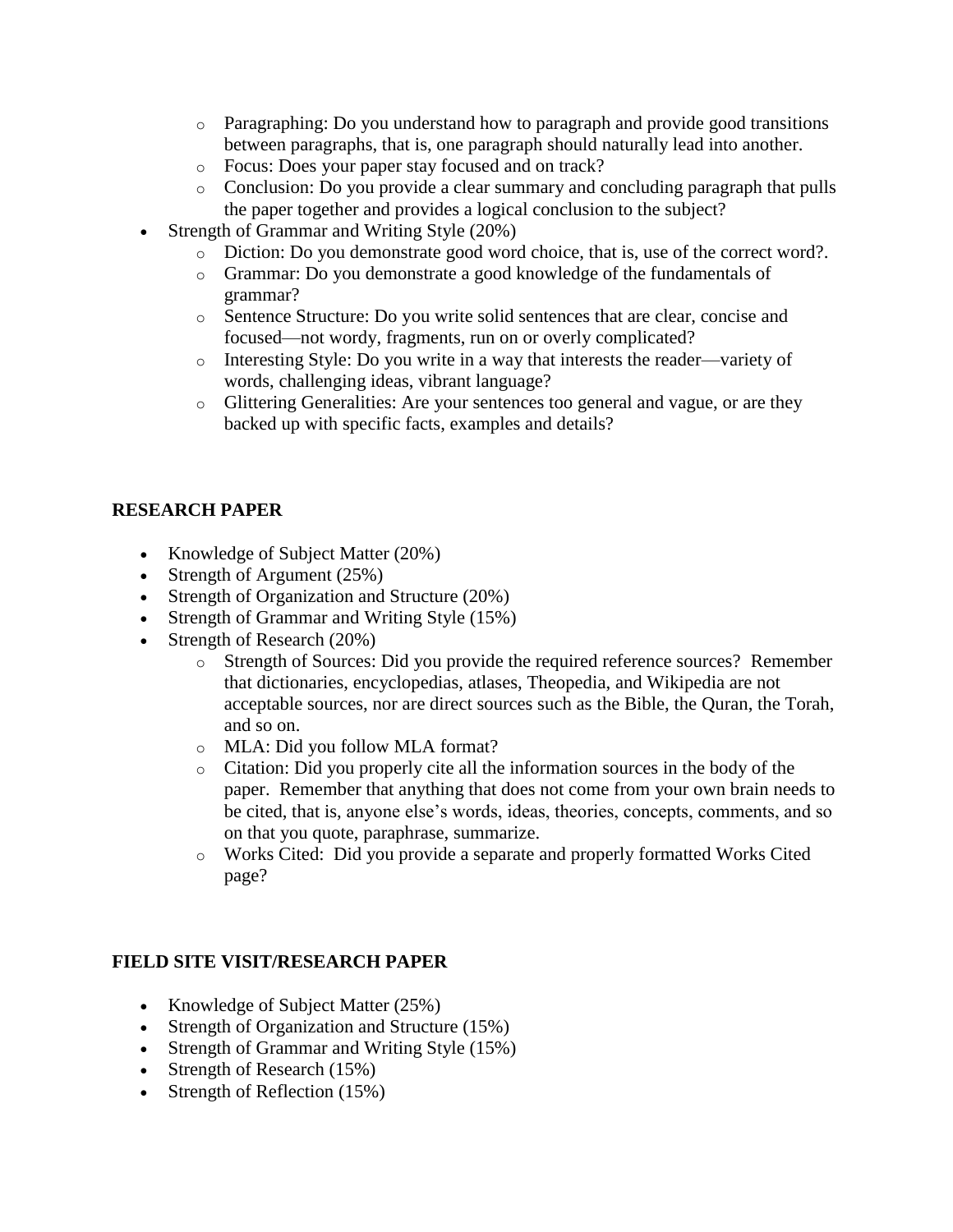- Paragraphing: Do you understand how to paragraph and provide good transitions between paragraphs, that is, one paragraph should naturally lead into another.
    - Focus: Does your paper stay focused and on track?
    - Conclusion: Do you provide a clear summary and concluding paragraph that pulls the paper together and provides a logical conclusion to the subject?
- Strength of Grammar and Writing Style (20%)
    - Diction: Do you demonstrate good word choice, that is, use of the correct word?.
    - Grammar: Do you demonstrate a good knowledge of the fundamentals of grammar?
    - Sentence Structure: Do you write solid sentences that are clear, concise and focused—not wordy, fragments, run on or overly complicated?
    - Interesting Style: Do you write in a way that interests the reader—variety of words, challenging ideas, vibrant language?
    - Glittering Generalities: Are your sentences too general and vague, or are they backed up with specific facts, examples and details?

**RESEARCH PAPER**

- Knowledge of Subject Matter (20%)
- Strength of Argument (25%)
- Strength of Organization and Structure (20%)
- Strength of Grammar and Writing Style (15%)
- Strength of Research (20%)
    - Strength of Sources: Did you provide the required reference sources? Remember that dictionaries, encyclopedias, atlases, Theopedia, and Wikipedia are not acceptable sources, nor are direct sources such as the Bible, the Quran, the Torah, and so on.
    - MLA: Did you follow MLA format?
    - Citation: Did you properly cite all the information sources in the body of the paper. Remember that anything that does not come from your own brain needs to be cited, that is, anyone else's words, ideas, theories, concepts, comments, and so on that you quote, paraphrase, summarize.
    - Works Cited: Did you provide a separate and properly formatted Works Cited page?

**FIELD SITE VISIT/RESEARCH PAPER**

- Knowledge of Subject Matter (25%)
- Strength of Organization and Structure (15%)
- Strength of Grammar and Writing Style (15%)
- Strength of Research (15%)
- Strength of Reflection (15%)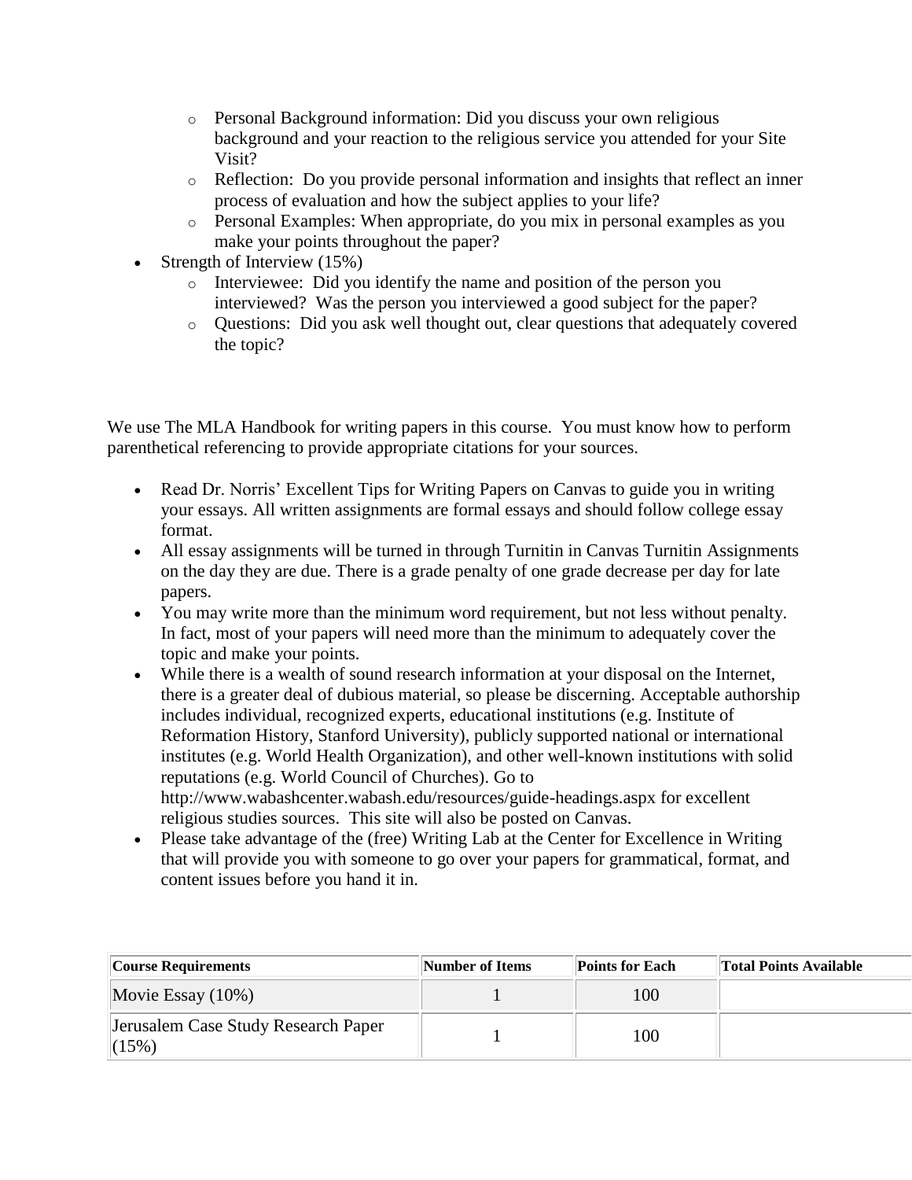- Personal Background information: Did you discuss your own religious background and your reaction to the religious service you attended for your Site Visit?
  - Reflection: Do you provide personal information and insights that reflect an inner process of evaluation and how the subject applies to your life?
  - Personal Examples: When appropriate, do you mix in personal examples as you make your points throughout the paper?
- Strength of Interview (15%)
  - Interviewee: Did you identify the name and position of the person you interviewed? Was the person you interviewed a good subject for the paper?
  - Questions: Did you ask well thought out, clear questions that adequately covered the topic?

We use The MLA Handbook for writing papers in this course. You must know how to perform parenthetical referencing to provide appropriate citations for your sources.

- Read Dr. Norris' Excellent Tips for Writing Papers on Canvas to guide you in writing your essays. All written assignments are formal essays and should follow college essay format.
- All essay assignments will be turned in through Turnitin in Canvas Turnitin Assignments on the day they are due. There is a grade penalty of one grade decrease per day for late papers.
- You may write more than the minimum word requirement, but not less without penalty. In fact, most of your papers will need more than the minimum to adequately cover the topic and make your points.
- While there is a wealth of sound research information at your disposal on the Internet, there is a greater deal of dubious material, so please be discerning. Acceptable authorship includes individual, recognized experts, educational institutions (e.g. Institute of Reformation History, Stanford University), publicly supported national or international institutes (e.g. World Health Organization), and other well-known institutions with solid reputations (e.g. World Council of Churches). Go to http://www.wabashcenter.wabash.edu/resources/guide-headings.aspx for excellent religious studies sources. This site will also be posted on Canvas.
- Please take advantage of the (free) Writing Lab at the Center for Excellence in Writing that will provide you with someone to go over your papers for grammatical, format, and content issues before you hand it in.

| **Course Requirements** | **Number of Items** | **Points for Each** | **Total Points Available** |
|---|---|---|---|
| Movie Essay (10%) | 1 | 100 | |
| Jerusalem Case Study Research Paper (15%) | 1 | 100 | |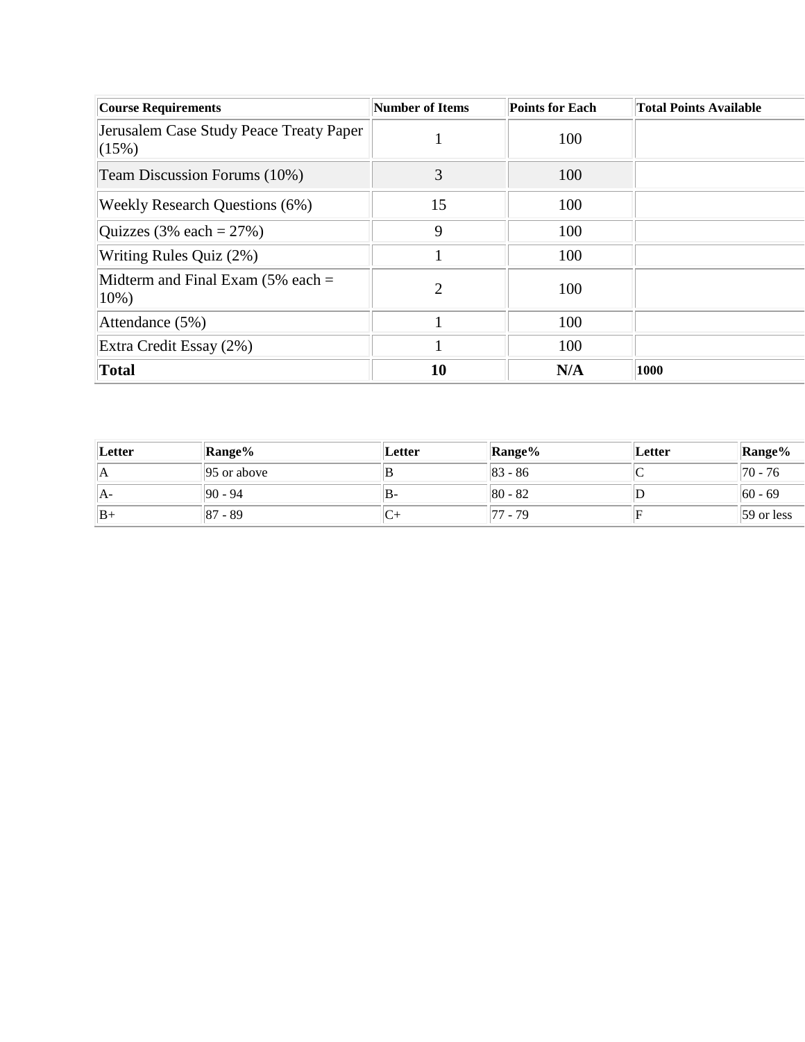| Course Requirements | Number of Items | Points for Each | Total Points Available |
|---|---|---|---|
| Jerusalem Case Study Peace Treaty Paper (15%) | 1 | 100 | |
| Team Discussion Forums (10%) | 3 | 100 | |
| Weekly Research Questions (6%) | 15 | 100 | |
| Quizzes (3% each = 27%) | 9 | 100 | |
| Writing Rules Quiz (2%) | 1 | 100 | |
| Midterm and Final Exam (5% each = 10%) | 2 | 100 | |
| Attendance (5%) | 1 | 100 | |
| Extra Credit Essay (2%) | 1 | 100 | |
| **Total** | **10** | **N/A** | **1000** |

| Letter | Range% | Letter | Range% | Letter | Range% |
|---|---|---|---|---|---|
| A | 95 or above | B | 83 - 86 | C | 70 - 76 |
| A- | 90 - 94 | B- | 80 - 82 | D | 60 - 69 |
| B+ | 87 - 89 | C+ | 77 - 79 | F | 59 or less |